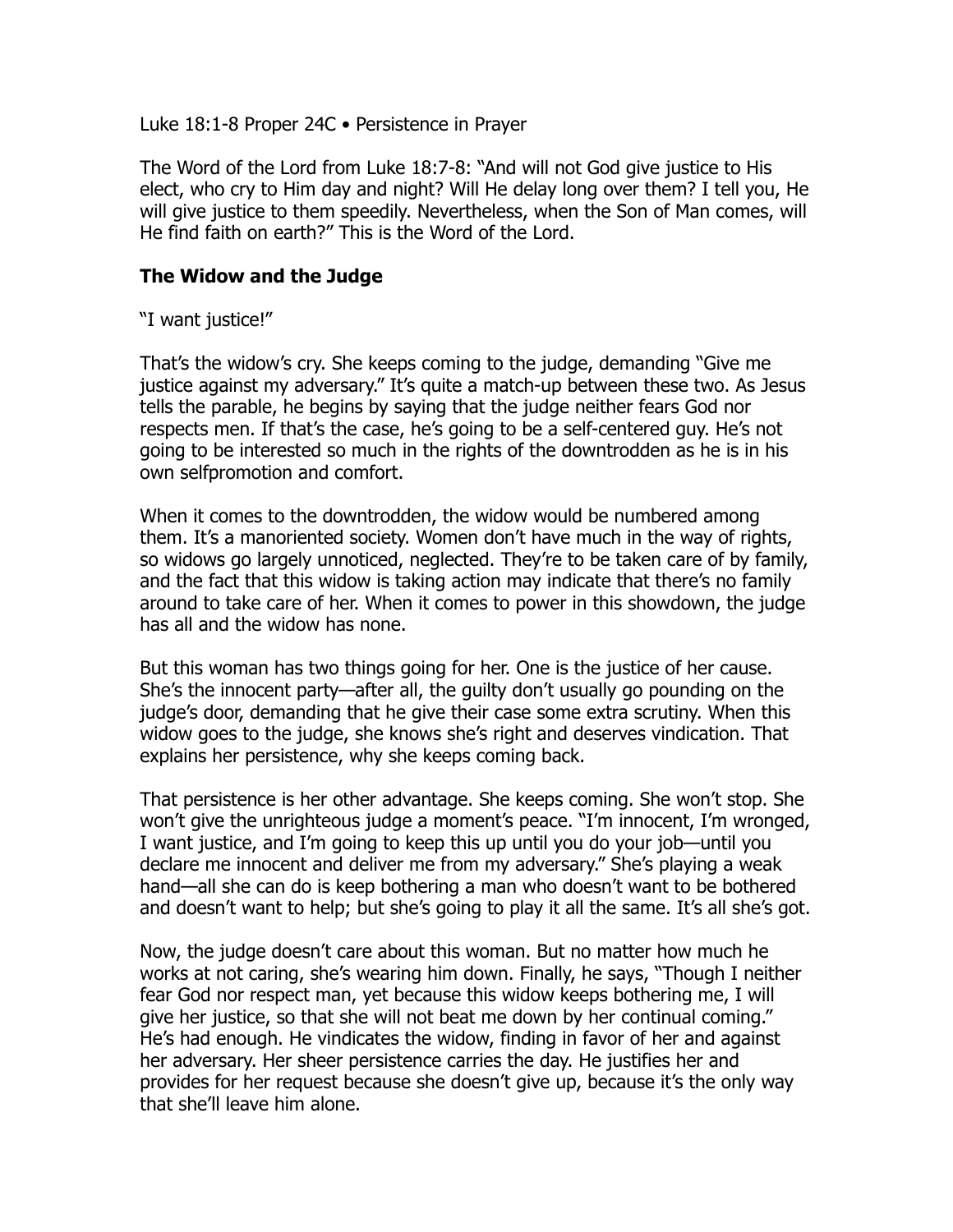Luke 18:1-8 Proper 24C • Persistence in Prayer

The Word of the Lord from Luke 18:7-8: "And will not God give justice to His elect, who cry to Him day and night? Will He delay long over them? I tell you, He will give justice to them speedily. Nevertheless, when the Son of Man comes, will He find faith on earth?" This is the Word of the Lord.

**The Widow and the Judge**

"I want justice!"

That's the widow's cry. She keeps coming to the judge, demanding "Give me justice against my adversary." It's quite a match-up between these two. As Jesus tells the parable, he begins by saying that the judge neither fears God nor respects men. If that's the case, he's going to be a self-centered guy. He's not going to be interested so much in the rights of the downtrodden as he is in his own selfpromotion and comfort.

When it comes to the downtrodden, the widow would be numbered among them. It's a manoriented society. Women don't have much in the way of rights, so widows go largely unnoticed, neglected. They're to be taken care of by family, and the fact that this widow is taking action may indicate that there's no family around to take care of her. When it comes to power in this showdown, the judge has all and the widow has none.

But this woman has two things going for her. One is the justice of her cause. She's the innocent party—after all, the guilty don't usually go pounding on the judge's door, demanding that he give their case some extra scrutiny. When this widow goes to the judge, she knows she's right and deserves vindication. That explains her persistence, why she keeps coming back.

That persistence is her other advantage. She keeps coming. She won't stop. She won't give the unrighteous judge a moment's peace. "I'm innocent, I'm wronged, I want justice, and I'm going to keep this up until you do your job—until you declare me innocent and deliver me from my adversary." She's playing a weak hand—all she can do is keep bothering a man who doesn't want to be bothered and doesn't want to help; but she's going to play it all the same. It's all she's got.

Now, the judge doesn't care about this woman. But no matter how much he works at not caring, she's wearing him down. Finally, he says, "Though I neither fear God nor respect man, yet because this widow keeps bothering me, I will give her justice, so that she will not beat me down by her continual coming." He's had enough. He vindicates the widow, finding in favor of her and against her adversary. Her sheer persistence carries the day. He justifies her and provides for her request because she doesn't give up, because it's the only way that she'll leave him alone.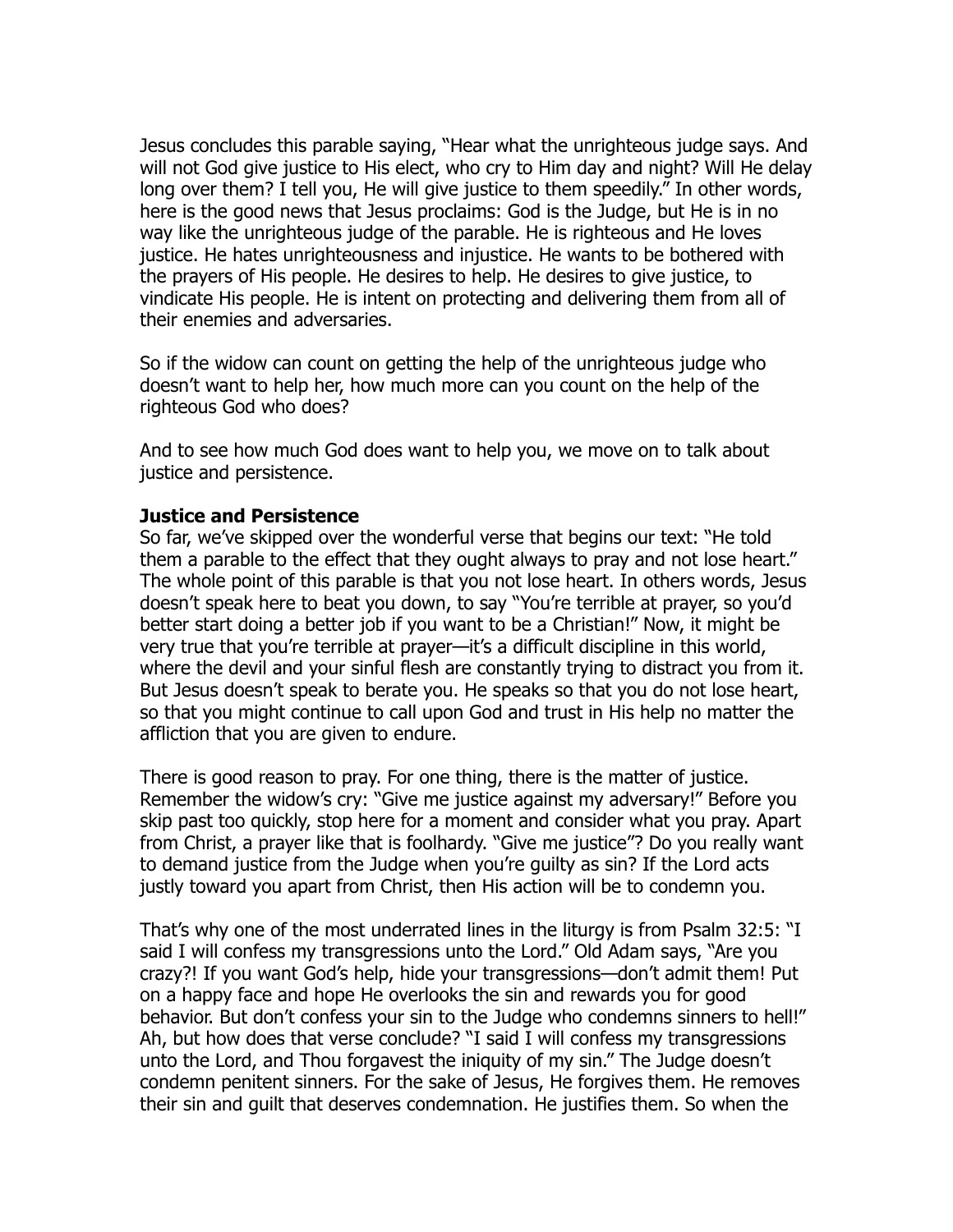Jesus concludes this parable saying, "Hear what the unrighteous judge says. And will not God give justice to His elect, who cry to Him day and night? Will He delay long over them? I tell you, He will give justice to them speedily." In other words, here is the good news that Jesus proclaims: God is the Judge, but He is in no way like the unrighteous judge of the parable. He is righteous and He loves justice. He hates unrighteousness and injustice. He wants to be bothered with the prayers of His people. He desires to help. He desires to give justice, to vindicate His people. He is intent on protecting and delivering them from all of their enemies and adversaries.

So if the widow can count on getting the help of the unrighteous judge who doesn't want to help her, how much more can you count on the help of the righteous God who does?

And to see how much God does want to help you, we move on to talk about justice and persistence.

**Justice and Persistence**

So far, we've skipped over the wonderful verse that begins our text: "He told them a parable to the effect that they ought always to pray and not lose heart." The whole point of this parable is that you not lose heart. In others words, Jesus doesn't speak here to beat you down, to say "You're terrible at prayer, so you'd better start doing a better job if you want to be a Christian!" Now, it might be very true that you're terrible at prayer—it's a difficult discipline in this world, where the devil and your sinful flesh are constantly trying to distract you from it. But Jesus doesn't speak to berate you. He speaks so that you do not lose heart, so that you might continue to call upon God and trust in His help no matter the affliction that you are given to endure.

There is good reason to pray. For one thing, there is the matter of justice. Remember the widow's cry: "Give me justice against my adversary!" Before you skip past too quickly, stop here for a moment and consider what you pray. Apart from Christ, a prayer like that is foolhardy. "Give me justice"? Do you really want to demand justice from the Judge when you're guilty as sin? If the Lord acts justly toward you apart from Christ, then His action will be to condemn you.

That's why one of the most underrated lines in the liturgy is from Psalm 32:5: "I said I will confess my transgressions unto the Lord." Old Adam says, "Are you crazy?! If you want God's help, hide your transgressions—don't admit them! Put on a happy face and hope He overlooks the sin and rewards you for good behavior. But don't confess your sin to the Judge who condemns sinners to hell!" Ah, but how does that verse conclude? "I said I will confess my transgressions unto the Lord, and Thou forgavest the iniquity of my sin." The Judge doesn't condemn penitent sinners. For the sake of Jesus, He forgives them. He removes their sin and guilt that deserves condemnation. He justifies them. So when the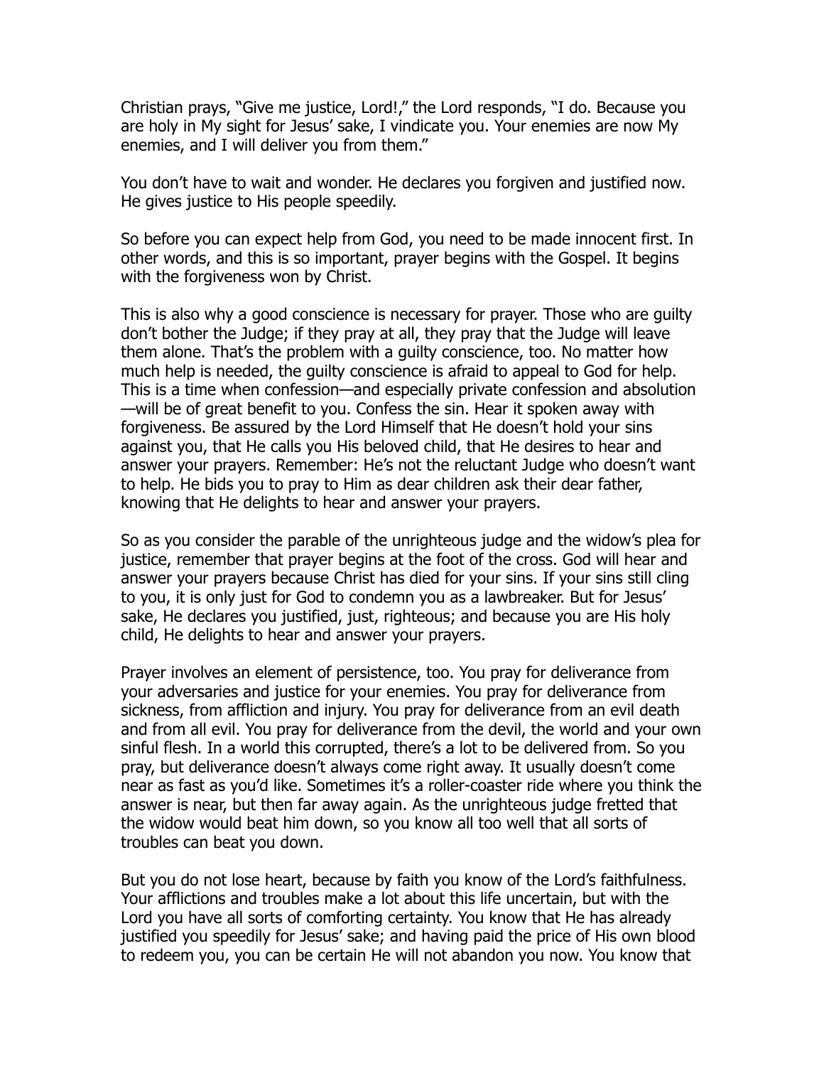Christian prays, "Give me justice, Lord!," the Lord responds, "I do. Because you are holy in My sight for Jesus' sake, I vindicate you. Your enemies are now My enemies, and I will deliver you from them."

You don't have to wait and wonder. He declares you forgiven and justified now. He gives justice to His people speedily.

So before you can expect help from God, you need to be made innocent first. In other words, and this is so important, prayer begins with the Gospel. It begins with the forgiveness won by Christ.

This is also why a good conscience is necessary for prayer. Those who are guilty don't bother the Judge; if they pray at all, they pray that the Judge will leave them alone. That's the problem with a guilty conscience, too. No matter how much help is needed, the guilty conscience is afraid to appeal to God for help. This is a time when confession—and especially private confession and absolution—will be of great benefit to you. Confess the sin. Hear it spoken away with forgiveness. Be assured by the Lord Himself that He doesn't hold your sins against you, that He calls you His beloved child, that He desires to hear and answer your prayers. Remember: He's not the reluctant Judge who doesn't want to help. He bids you to pray to Him as dear children ask their dear father, knowing that He delights to hear and answer your prayers.

So as you consider the parable of the unrighteous judge and the widow's plea for justice, remember that prayer begins at the foot of the cross. God will hear and answer your prayers because Christ has died for your sins. If your sins still cling to you, it is only just for God to condemn you as a lawbreaker. But for Jesus' sake, He declares you justified, just, righteous; and because you are His holy child, He delights to hear and answer your prayers.

Prayer involves an element of persistence, too. You pray for deliverance from your adversaries and justice for your enemies. You pray for deliverance from sickness, from affliction and injury. You pray for deliverance from an evil death and from all evil. You pray for deliverance from the devil, the world and your own sinful flesh. In a world this corrupted, there's a lot to be delivered from. So you pray, but deliverance doesn't always come right away. It usually doesn't come near as fast as you'd like. Sometimes it's a roller-coaster ride where you think the answer is near, but then far away again. As the unrighteous judge fretted that the widow would beat him down, so you know all too well that all sorts of troubles can beat you down.

But you do not lose heart, because by faith you know of the Lord's faithfulness. Your afflictions and troubles make a lot about this life uncertain, but with the Lord you have all sorts of comforting certainty. You know that He has already justified you speedily for Jesus' sake; and having paid the price of His own blood to redeem you, you can be certain He will not abandon you now. You know that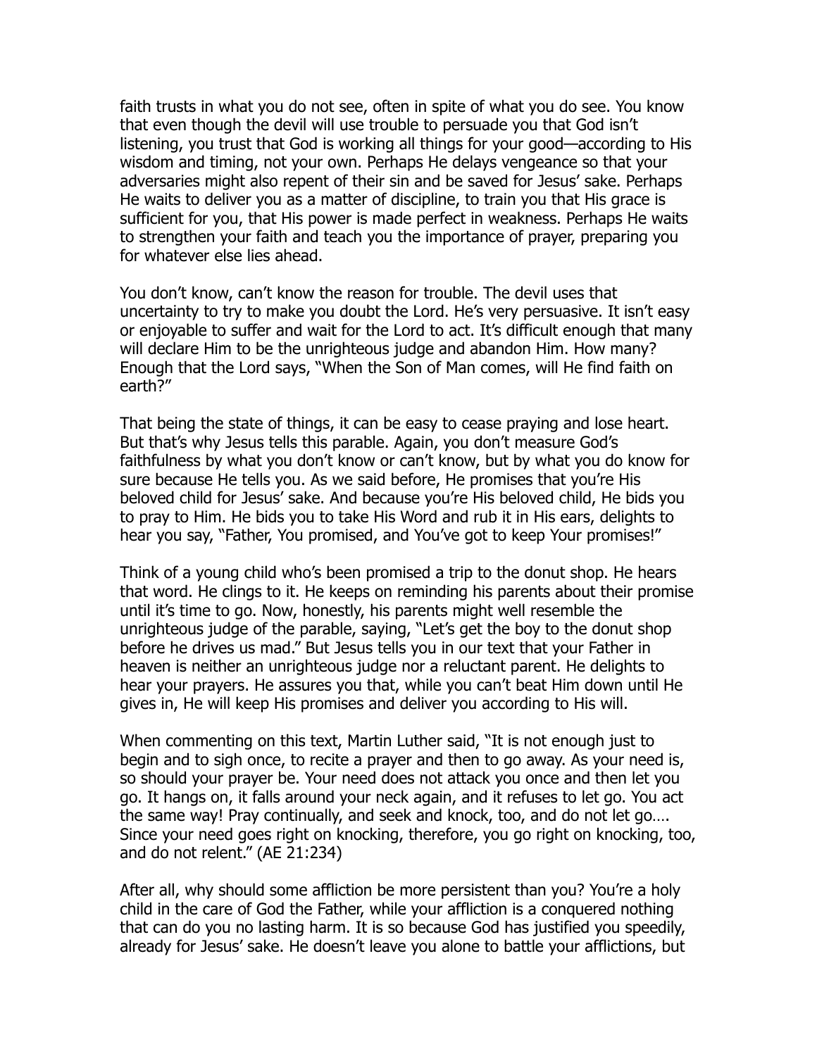faith trusts in what you do not see, often in spite of what you do see. You know that even though the devil will use trouble to persuade you that God isn't listening, you trust that God is working all things for your good—according to His wisdom and timing, not your own. Perhaps He delays vengeance so that your adversaries might also repent of their sin and be saved for Jesus' sake. Perhaps He waits to deliver you as a matter of discipline, to train you that His grace is sufficient for you, that His power is made perfect in weakness. Perhaps He waits to strengthen your faith and teach you the importance of prayer, preparing you for whatever else lies ahead.

You don't know, can't know the reason for trouble. The devil uses that uncertainty to try to make you doubt the Lord. He's very persuasive. It isn't easy or enjoyable to suffer and wait for the Lord to act. It's difficult enough that many will declare Him to be the unrighteous judge and abandon Him. How many? Enough that the Lord says, "When the Son of Man comes, will He find faith on earth?"

That being the state of things, it can be easy to cease praying and lose heart. But that's why Jesus tells this parable. Again, you don't measure God's faithfulness by what you don't know or can't know, but by what you do know for sure because He tells you. As we said before, He promises that you're His beloved child for Jesus' sake. And because you're His beloved child, He bids you to pray to Him. He bids you to take His Word and rub it in His ears, delights to hear you say, "Father, You promised, and You've got to keep Your promises!"

Think of a young child who's been promised a trip to the donut shop. He hears that word. He clings to it. He keeps on reminding his parents about their promise until it's time to go. Now, honestly, his parents might well resemble the unrighteous judge of the parable, saying, "Let's get the boy to the donut shop before he drives us mad." But Jesus tells you in our text that your Father in heaven is neither an unrighteous judge nor a reluctant parent. He delights to hear your prayers. He assures you that, while you can't beat Him down until He gives in, He will keep His promises and deliver you according to His will.

When commenting on this text, Martin Luther said, "It is not enough just to begin and to sigh once, to recite a prayer and then to go away. As your need is, so should your prayer be. Your need does not attack you once and then let you go. It hangs on, it falls around your neck again, and it refuses to let go. You act the same way! Pray continually, and seek and knock, too, and do not let go…. Since your need goes right on knocking, therefore, you go right on knocking, too, and do not relent." (AE 21:234)

After all, why should some affliction be more persistent than you? You're a holy child in the care of God the Father, while your affliction is a conquered nothing that can do you no lasting harm. It is so because God has justified you speedily, already for Jesus' sake. He doesn't leave you alone to battle your afflictions, but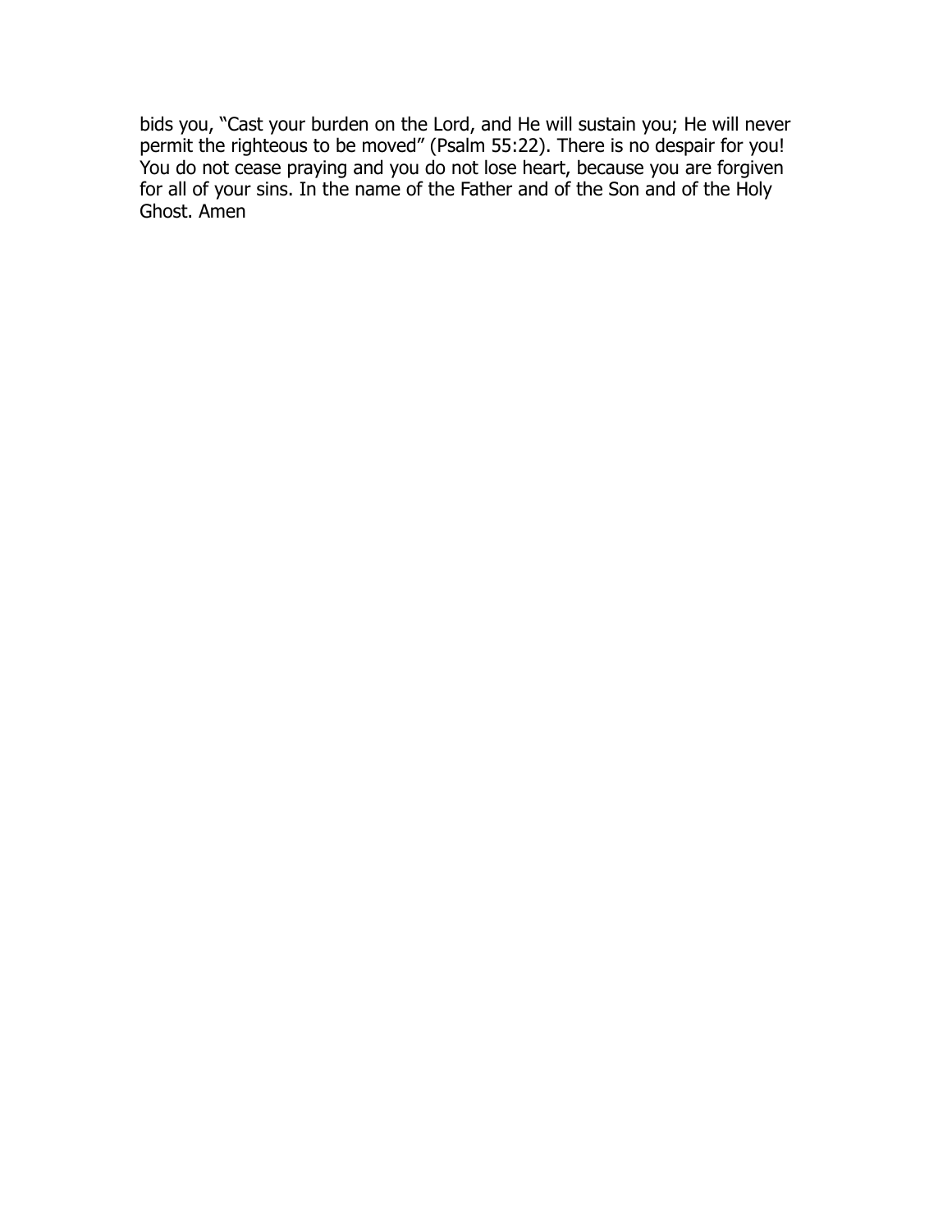bids you, "Cast your burden on the Lord, and He will sustain you; He will never permit the righteous to be moved" (Psalm 55:22). There is no despair for you! You do not cease praying and you do not lose heart, because you are forgiven for all of your sins. In the name of the Father and of the Son and of the Holy Ghost. Amen